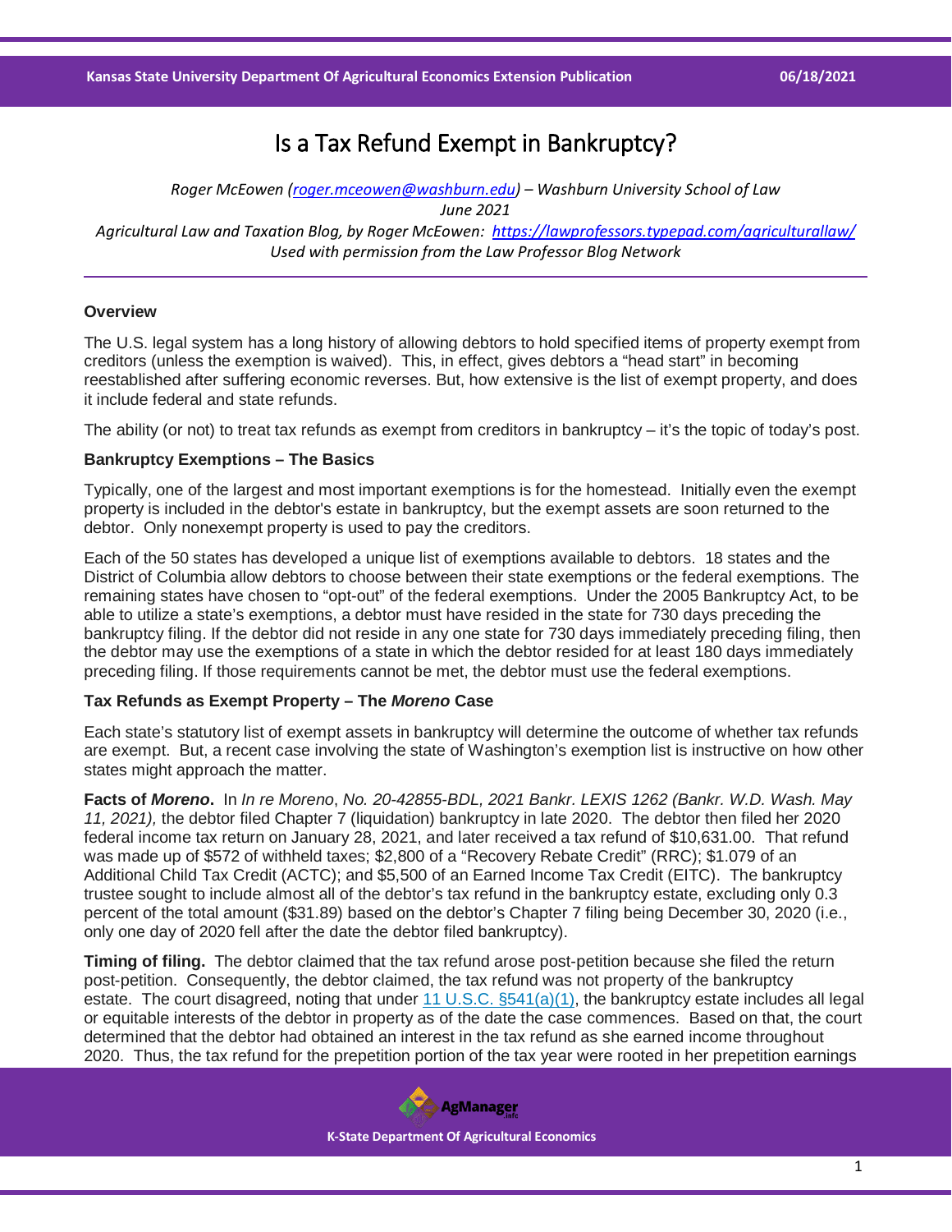# Is a Tax Refund Exempt in Bankruptcy?

*Roger McEowen (roger.mceowen@washburn.edu) – Washburn University School of Law*
*June 2021*
*Agricultural Law and Taxation Blog, by Roger McEowen: https://lawprofessors.typepad.com/agriculturallaw/*
*Used with permission from the Law Professor Blog Network*

---

**Overview**

The U.S. legal system has a long history of allowing debtors to hold specified items of property exempt from creditors (unless the exemption is waived). This, in effect, gives debtors a "head start" in becoming reestablished after suffering economic reverses. But, how extensive is the list of exempt property, and does it include federal and state refunds.

The ability (or not) to treat tax refunds as exempt from creditors in bankruptcy – it's the topic of today's post.

**Bankruptcy Exemptions – The Basics**

Typically, one of the largest and most important exemptions is for the homestead. Initially even the exempt property is included in the debtor's estate in bankruptcy, but the exempt assets are soon returned to the debtor. Only nonexempt property is used to pay the creditors.

Each of the 50 states has developed a unique list of exemptions available to debtors. 18 states and the District of Columbia allow debtors to choose between their state exemptions or the federal exemptions. The remaining states have chosen to "opt-out" of the federal exemptions. Under the 2005 Bankruptcy Act, to be able to utilize a state's exemptions, a debtor must have resided in the state for 730 days preceding the bankruptcy filing. If the debtor did not reside in any one state for 730 days immediately preceding filing, then the debtor may use the exemptions of a state in which the debtor resided for at least 180 days immediately preceding filing. If those requirements cannot be met, the debtor must use the federal exemptions.

**Tax Refunds as Exempt Property – The *Moreno* Case**

Each state's statutory list of exempt assets in bankruptcy will determine the outcome of whether tax refunds are exempt. But, a recent case involving the state of Washington's exemption list is instructive on how other states might approach the matter.

**Facts of *Moreno*.** In *In re Moreno*, *No. 20-42855-BDL, 2021 Bankr. LEXIS 1262 (Bankr. W.D. Wash. May 11, 2021),* the debtor filed Chapter 7 (liquidation) bankruptcy in late 2020. The debtor then filed her 2020 federal income tax return on January 28, 2021, and later received a tax refund of $10,631.00. That refund was made up of $572 of withheld taxes; $2,800 of a "Recovery Rebate Credit" (RRC); $1.079 of an Additional Child Tax Credit (ACTC); and $5,500 of an Earned Income Tax Credit (EITC). The bankruptcy trustee sought to include almost all of the debtor's tax refund in the bankruptcy estate, excluding only 0.3 percent of the total amount ($31.89) based on the debtor's Chapter 7 filing being December 30, 2020 (i.e., only one day of 2020 fell after the date the debtor filed bankruptcy).

**Timing of filing.** The debtor claimed that the tax refund arose post-petition because she filed the return post-petition. Consequently, the debtor claimed, the tax refund was not property of the bankruptcy estate. The court disagreed, noting that under 11 U.S.C. §541(a)(1), the bankruptcy estate includes all legal or equitable interests of the debtor in property as of the date the case commences. Based on that, the court determined that the debtor had obtained an interest in the tax refund as she earned income throughout 2020. Thus, the tax refund for the prepetition portion of the tax year were rooted in her prepetition earnings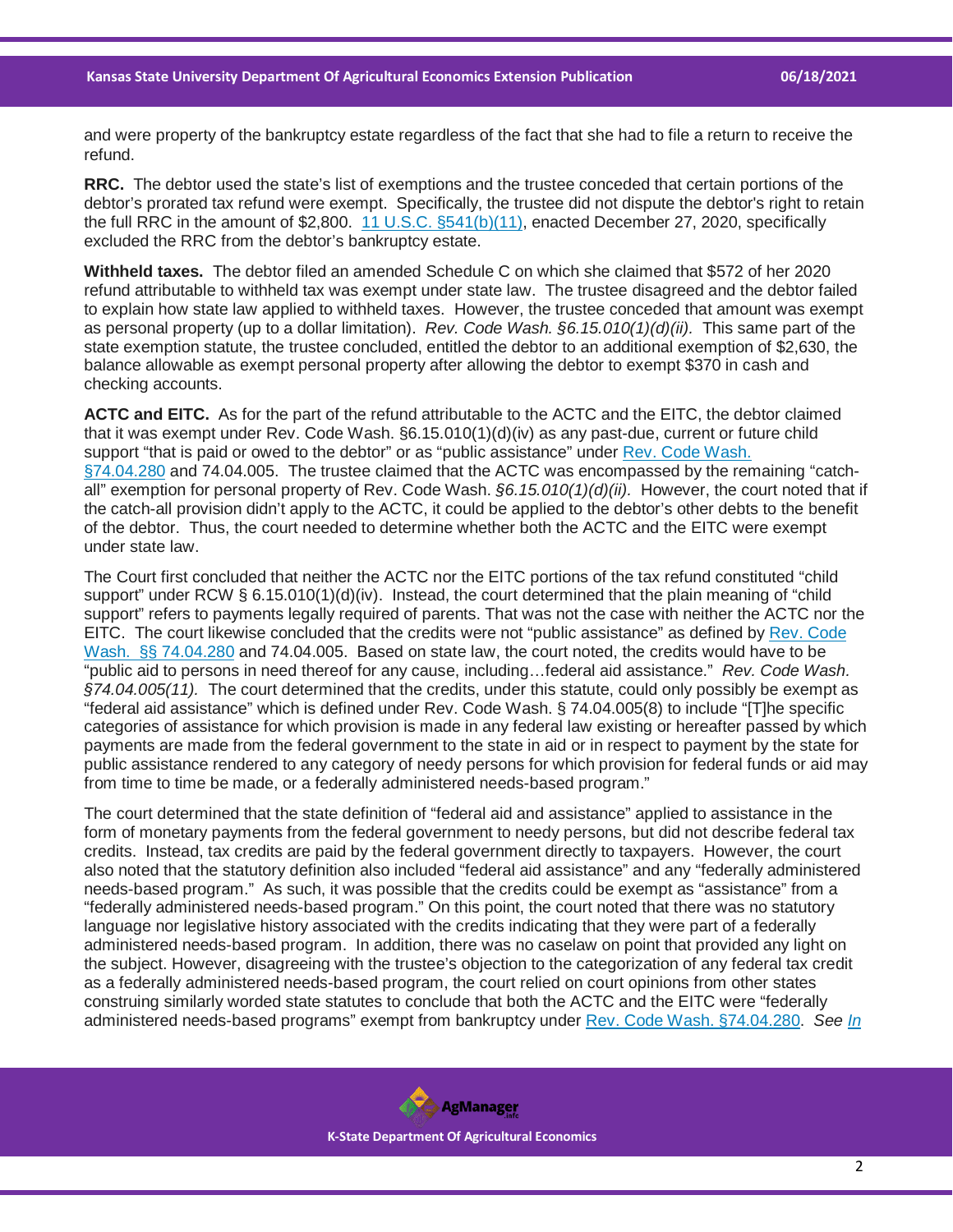and were property of the bankruptcy estate regardless of the fact that she had to file a return to receive the refund.

**RRC.** The debtor used the state's list of exemptions and the trustee conceded that certain portions of the debtor's prorated tax refund were exempt. Specifically, the trustee did not dispute the debtor's right to retain the full RRC in the amount of $2,800. 11 U.S.C. §541(b)(11), enacted December 27, 2020, specifically excluded the RRC from the debtor's bankruptcy estate.

**Withheld taxes.** The debtor filed an amended Schedule C on which she claimed that $572 of her 2020 refund attributable to withheld tax was exempt under state law. The trustee disagreed and the debtor failed to explain how state law applied to withheld taxes. However, the trustee conceded that amount was exempt as personal property (up to a dollar limitation). *Rev. Code Wash. §6.15.010(1)(d)(ii).* This same part of the state exemption statute, the trustee concluded, entitled the debtor to an additional exemption of $2,630, the balance allowable as exempt personal property after allowing the debtor to exempt $370 in cash and checking accounts.

**ACTC and EITC.** As for the part of the refund attributable to the ACTC and the EITC, the debtor claimed that it was exempt under Rev. Code Wash. §6.15.010(1)(d)(iv) as any past-due, current or future child support "that is paid or owed to the debtor" or as "public assistance" under Rev. Code Wash. §74.04.280 and 74.04.005. The trustee claimed that the ACTC was encompassed by the remaining "catch-all" exemption for personal property of Rev. Code Wash. *§6.15.010(1)(d)(ii).* However, the court noted that if the catch-all provision didn't apply to the ACTC, it could be applied to the debtor's other debts to the benefit of the debtor. Thus, the court needed to determine whether both the ACTC and the EITC were exempt under state law.

The Court first concluded that neither the ACTC nor the EITC portions of the tax refund constituted "child support" under RCW § 6.15.010(1)(d)(iv). Instead, the court determined that the plain meaning of "child support" refers to payments legally required of parents. That was not the case with neither the ACTC nor the EITC. The court likewise concluded that the credits were not "public assistance" as defined by Rev. Code Wash. §§ 74.04.280 and 74.04.005. Based on state law, the court noted, the credits would have to be "public aid to persons in need thereof for any cause, including…federal aid assistance." *Rev. Code Wash. §74.04.005(11).* The court determined that the credits, under this statute, could only possibly be exempt as "federal aid assistance" which is defined under Rev. Code Wash. § 74.04.005(8) to include "[T]he specific categories of assistance for which provision is made in any federal law existing or hereafter passed by which payments are made from the federal government to the state in aid or in respect to payment by the state for public assistance rendered to any category of needy persons for which provision for federal funds or aid may from time to time be made, or a federally administered needs-based program."

The court determined that the state definition of "federal aid and assistance" applied to assistance in the form of monetary payments from the federal government to needy persons, but did not describe federal tax credits. Instead, tax credits are paid by the federal government directly to taxpayers. However, the court also noted that the statutory definition also included "federal aid assistance" and any "federally administered needs-based program." As such, it was possible that the credits could be exempt as "assistance" from a "federally administered needs-based program." On this point, the court noted that there was no statutory language nor legislative history associated with the credits indicating that they were part of a federally administered needs-based program. In addition, there was no caselaw on point that provided any light on the subject. However, disagreeing with the trustee's objection to the categorization of any federal tax credit as a federally administered needs-based program, the court relied on court opinions from other states construing similarly worded state statutes to conclude that both the ACTC and the EITC were "federally administered needs-based programs" exempt from bankruptcy under Rev. Code Wash. §74.04.280. *See In*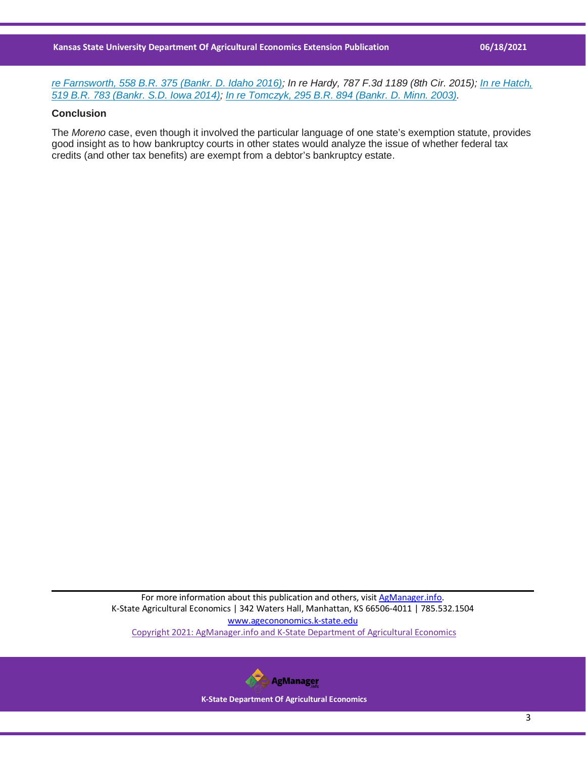*re Farnsworth, 558 B.R. 375 (Bankr. D. Idaho 2016); In re Hardy, 787 F.3d 1189 (8th Cir. 2015); In re Hatch, 519 B.R. 783 (Bankr. S.D. Iowa 2014); In re Tomczyk, 295 B.R. 894 (Bankr. D. Minn. 2003).*

**Conclusion**

The *Moreno* case, even though it involved the particular language of one state's exemption statute, provides good insight as to how bankruptcy courts in other states would analyze the issue of whether federal tax credits (and other tax benefits) are exempt from a debtor's bankruptcy estate.